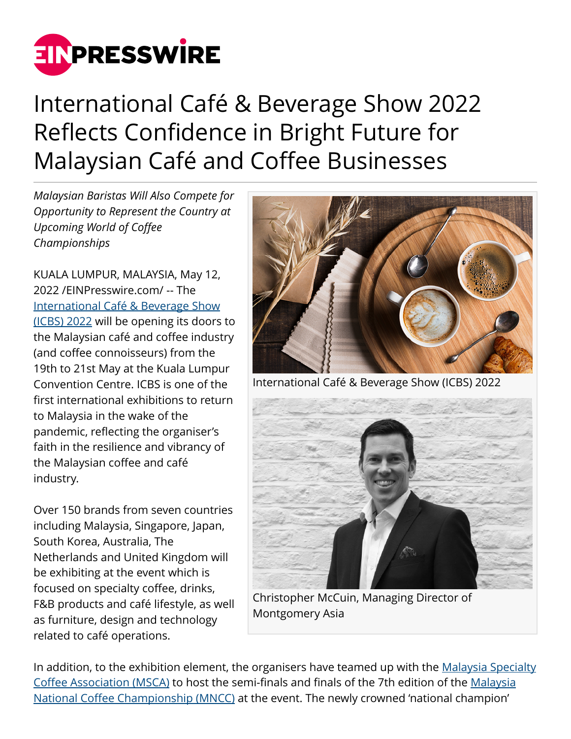# International Café & Beverage Show 2022 Reflects Confidence in Bright Future for Malaysian Café and Coffee Businesses

*Malaysian Baristas Will Also Compete for Opportunity to Represent the Country at Upcoming World of Coffee Championships*

KUALA LUMPUR, MALAYSIA, May 12, 2022 /EINPresswire.com/ -- The International Café & Beverage Show (ICBS) 2022 will be opening its doors to the Malaysian café and coffee industry (and coffee connoisseurs) from the 19th to 21st May at the Kuala Lumpur Convention Centre. ICBS is one of the first international exhibitions to return to Malaysia in the wake of the pandemic, reflecting the organiser's faith in the resilience and vibrancy of the Malaysian coffee and café industry.

International Café & Beverage Show (ICBS) 2022

Christopher McCuin, Managing Director of Montgomery Asia

Over 150 brands from seven countries including Malaysia, Singapore, Japan, South Korea, Australia, The Netherlands and United Kingdom will be exhibiting at the event which is focused on specialty coffee, drinks, F&B products and café lifestyle, as well as furniture, design and technology related to café operations.

In addition, to the exhibition element, the organisers have teamed up with the Malaysia Specialty Coffee Association (MSCA) to host the semi-finals and finals of the 7th edition of the Malaysia National Coffee Championship (MNCC) at the event. The newly crowned 'national champion'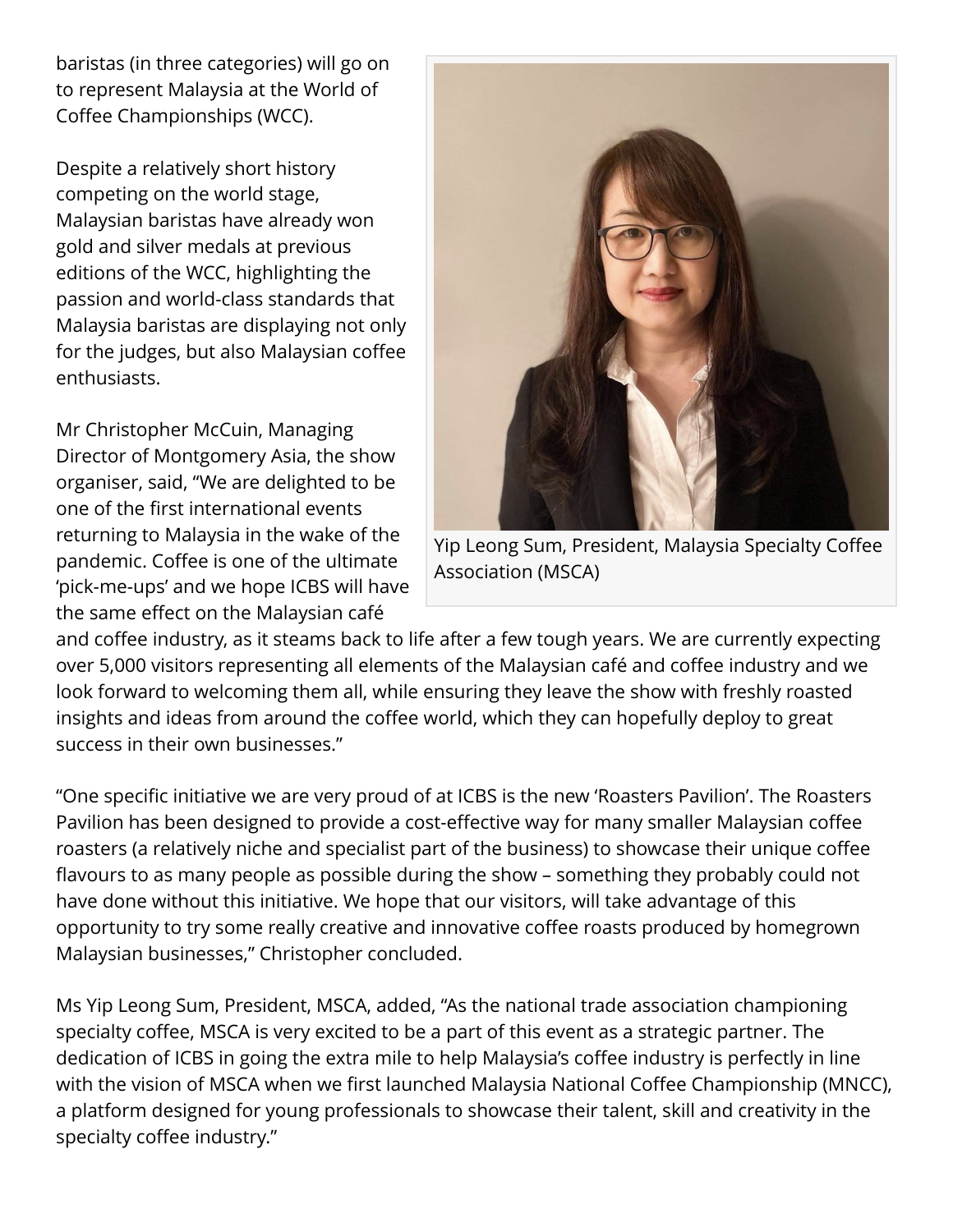baristas (in three categories) will go on to represent Malaysia at the World of Coffee Championships (WCC).

Despite a relatively short history competing on the world stage, Malaysian baristas have already won gold and silver medals at previous editions of the WCC, highlighting the passion and world-class standards that Malaysia baristas are displaying not only for the judges, but also Malaysian coffee enthusiasts.

Yip Leong Sum, President, Malaysia Specialty Coffee Association (MSCA)

Mr Christopher McCuin, Managing Director of Montgomery Asia, the show organiser, said, "We are delighted to be one of the first international events returning to Malaysia in the wake of the pandemic. Coffee is one of the ultimate 'pick-me-ups' and we hope ICBS will have the same effect on the Malaysian café and coffee industry, as it steams back to life after a few tough years. We are currently expecting over 5,000 visitors representing all elements of the Malaysian café and coffee industry and we look forward to welcoming them all, while ensuring they leave the show with freshly roasted insights and ideas from around the coffee world, which they can hopefully deploy to great success in their own businesses."

"One specific initiative we are very proud of at ICBS is the new 'Roasters Pavilion'. The Roasters Pavilion has been designed to provide a cost-effective way for many smaller Malaysian coffee roasters (a relatively niche and specialist part of the business) to showcase their unique coffee flavours to as many people as possible during the show – something they probably could not have done without this initiative. We hope that our visitors, will take advantage of this opportunity to try some really creative and innovative coffee roasts produced by homegrown Malaysian businesses," Christopher concluded.

Ms Yip Leong Sum, President, MSCA, added, "As the national trade association championing specialty coffee, MSCA is very excited to be a part of this event as a strategic partner. The dedication of ICBS in going the extra mile to help Malaysia's coffee industry is perfectly in line with the vision of MSCA when we first launched Malaysia National Coffee Championship (MNCC), a platform designed for young professionals to showcase their talent, skill and creativity in the specialty coffee industry."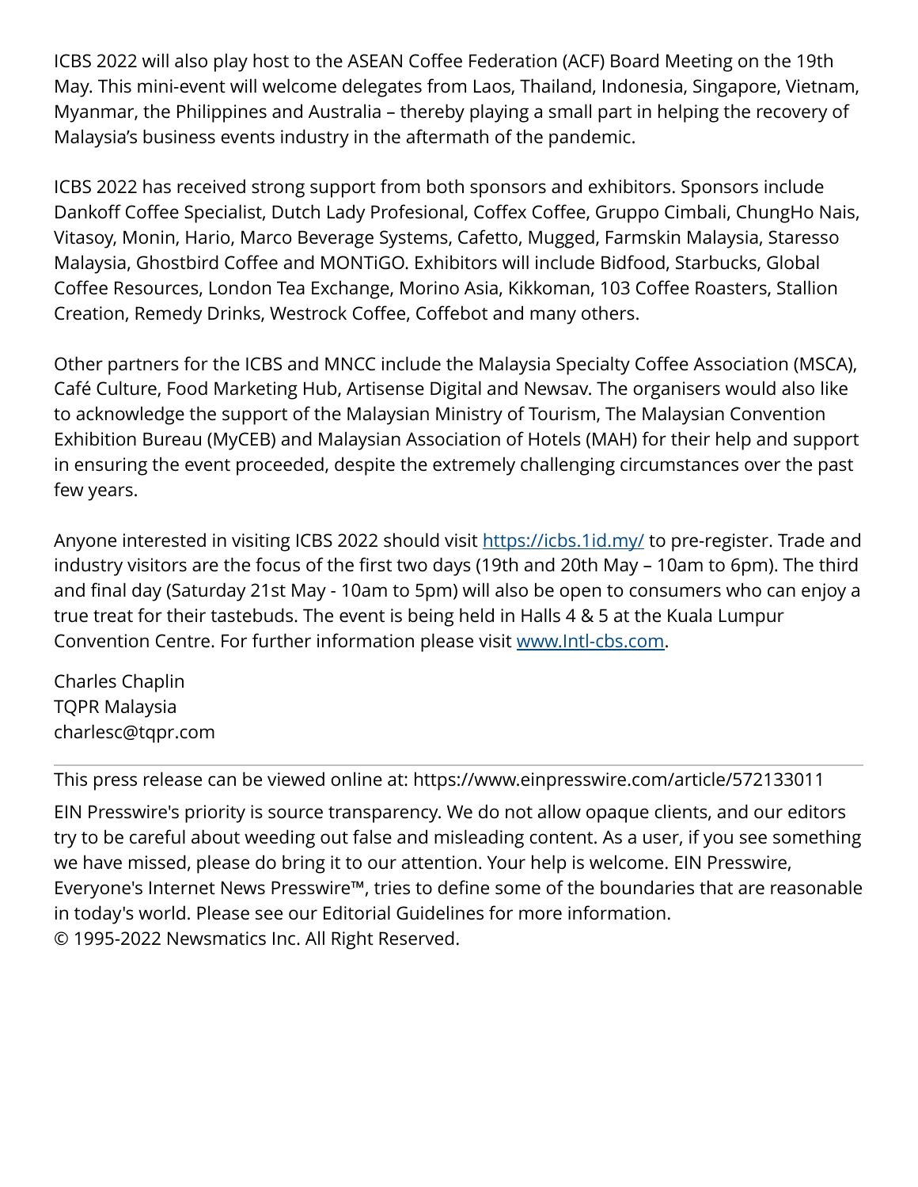ICBS 2022 will also play host to the ASEAN Coffee Federation (ACF) Board Meeting on the 19th May. This mini-event will welcome delegates from Laos, Thailand, Indonesia, Singapore, Vietnam, Myanmar, the Philippines and Australia – thereby playing a small part in helping the recovery of Malaysia's business events industry in the aftermath of the pandemic.

ICBS 2022 has received strong support from both sponsors and exhibitors. Sponsors include Dankoff Coffee Specialist, Dutch Lady Profesional, Coffex Coffee, Gruppo Cimbali, ChungHo Nais, Vitasoy, Monin, Hario, Marco Beverage Systems, Cafetto, Mugged, Farmskin Malaysia, Staresso Malaysia, Ghostbird Coffee and MONTiGO. Exhibitors will include Bidfood, Starbucks, Global Coffee Resources, London Tea Exchange, Morino Asia, Kikkoman, 103 Coffee Roasters, Stallion Creation, Remedy Drinks, Westrock Coffee, Coffebot and many others.

Other partners for the ICBS and MNCC include the Malaysia Specialty Coffee Association (MSCA), Café Culture, Food Marketing Hub, Artisense Digital and Newsav. The organisers would also like to acknowledge the support of the Malaysian Ministry of Tourism, The Malaysian Convention Exhibition Bureau (MyCEB) and Malaysian Association of Hotels (MAH) for their help and support in ensuring the event proceeded, despite the extremely challenging circumstances over the past few years.

Anyone interested in visiting ICBS 2022 should visit [https://icbs.1id.my/](https://icbs.1id.my/) to pre-register. Trade and industry visitors are the focus of the first two days (19th and 20th May – 10am to 6pm). The third and final day (Saturday 21st May - 10am to 5pm) will also be open to consumers who can enjoy a true treat for their tastebuds. The event is being held in Halls 4 & 5 at the Kuala Lumpur Convention Centre. For further information please visit [www.Intl-cbs.com](www.Intl-cbs.com).

Charles Chaplin
TQPR Malaysia
charlesc@tqpr.com

---

This press release can be viewed online at: https://www.einpresswire.com/article/572133011

EIN Presswire's priority is source transparency. We do not allow opaque clients, and our editors try to be careful about weeding out false and misleading content. As a user, if you see something we have missed, please do bring it to our attention. Your help is welcome. EIN Presswire, Everyone's Internet News Presswire™, tries to define some of the boundaries that are reasonable in today's world. Please see our Editorial Guidelines for more information.
© 1995-2022 Newsmatics Inc. All Right Reserved.